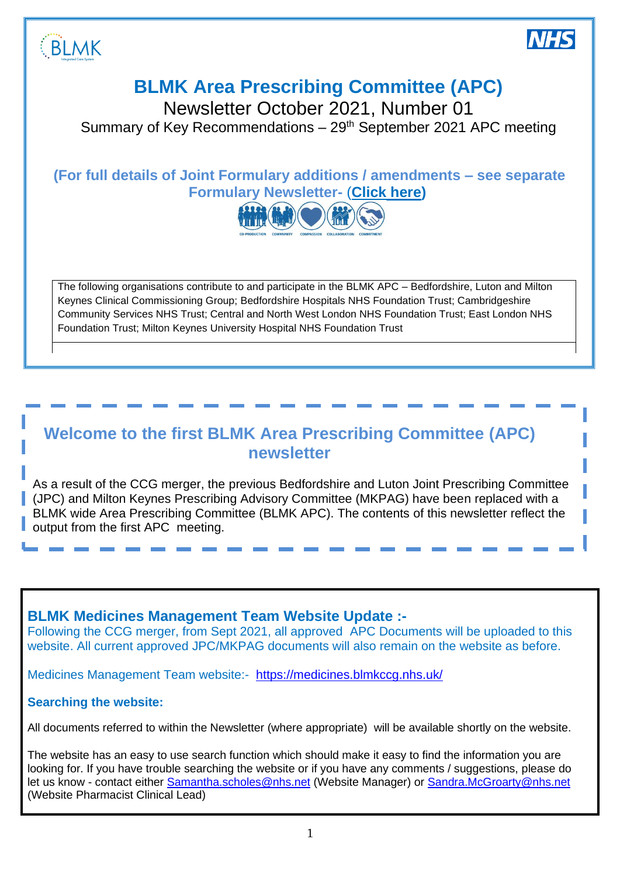# BLMK Area Prescribing Committee (APC)

Newsletter October 2021, Number 01

Summary of Key Recommendations – 29th September 2021 APC meeting

**(For full details of Joint Formulary additions / amendments – see separate Formulary Newsletter- (Click here)**

CO-PRODUCTION COMMUNITY COMPASSION COLLABORATION COMMITMENT

The following organisations contribute to and participate in the BLMK APC – Bedfordshire, Luton and Milton Keynes Clinical Commissioning Group; Bedfordshire Hospitals NHS Foundation Trust; Cambridgeshire Community Services NHS Trust; Central and North West London NHS Foundation Trust; East London NHS Foundation Trust; Milton Keynes University Hospital NHS Foundation Trust

## Welcome to the first BLMK Area Prescribing Committee (APC) newsletter

As a result of the CCG merger, the previous Bedfordshire and Luton Joint Prescribing Committee (JPC) and Milton Keynes Prescribing Advisory Committee (MKPAG) have been replaced with a BLMK wide Area Prescribing Committee (BLMK APC). The contents of this newsletter reflect the output from the first APC meeting.

## BLMK Medicines Management Team Website Update :-

Following the CCG merger, from Sept 2021, all approved APC Documents will be uploaded to this website. All current approved JPC/MKPAG documents will also remain on the website as before.

Medicines Management Team website:- https://medicines.blmkccg.nhs.uk/

**Searching the website:**

All documents referred to within the Newsletter (where appropriate) will be available shortly on the website.

The website has an easy to use search function which should make it easy to find the information you are looking for. If you have trouble searching the website or if you have any comments / suggestions, please do let us know - contact either Samantha.scholes@nhs.net (Website Manager) or Sandra.McGroarty@nhs.net (Website Pharmacist Clinical Lead)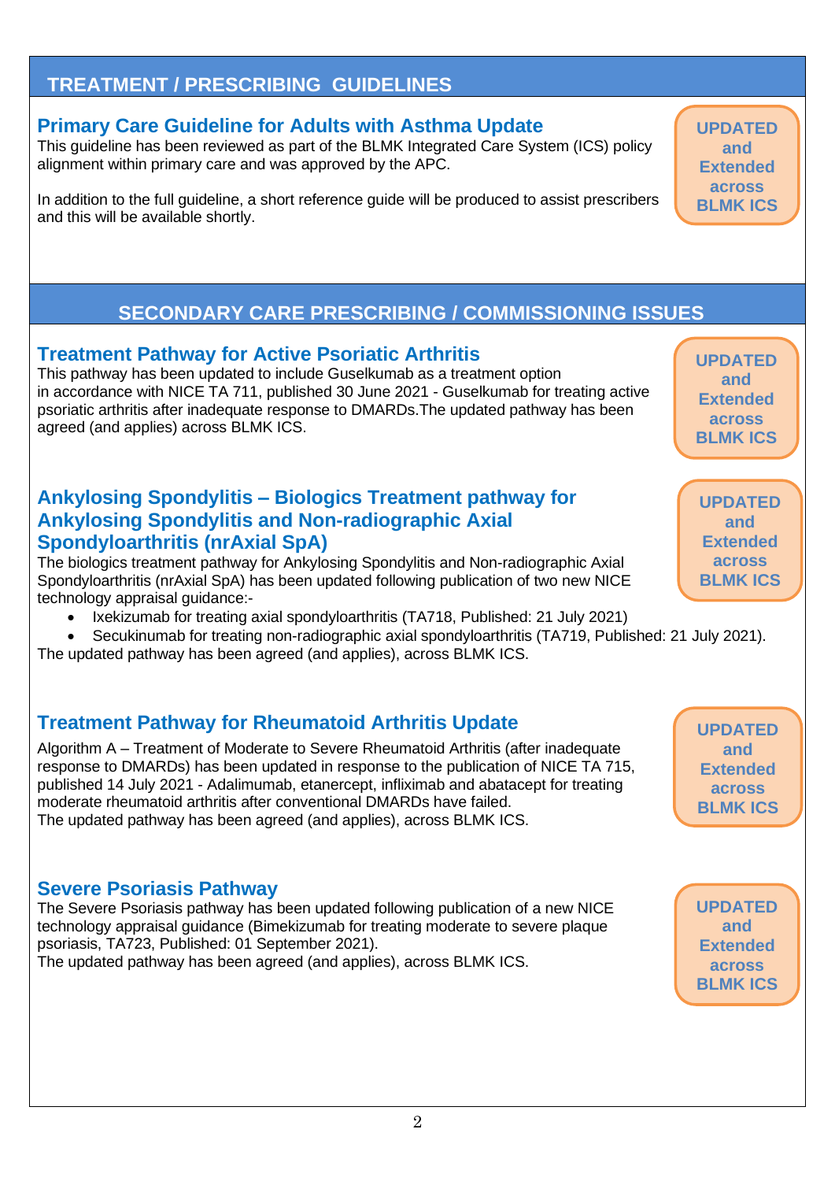## TREATMENT / PRESCRIBING GUIDELINES

### Primary Care Guideline for Adults with Asthma Update

**UPDATED and Extended across BLMK ICS**

This guideline has been reviewed as part of the BLMK Integrated Care System (ICS) policy alignment within primary care and was approved by the APC.

In addition to the full guideline, a short reference guide will be produced to assist prescribers and this will be available shortly.

## SECONDARY CARE PRESCRIBING / COMMISSIONING ISSUES

### Treatment Pathway for Active Psoriatic Arthritis

**UPDATED and Extended across BLMK ICS**

This pathway has been updated to include Guselkumab as a treatment option in accordance with NICE TA 711, published 30 June 2021 - Guselkumab for treating active psoriatic arthritis after inadequate response to DMARDs.The updated pathway has been agreed (and applies) across BLMK ICS.

### Ankylosing Spondylitis – Biologics Treatment pathway for Ankylosing Spondylitis and Non-radiographic Axial Spondyloarthritis (nrAxial SpA)

**UPDATED and Extended across BLMK ICS**

The biologics treatment pathway for Ankylosing Spondylitis and Non-radiographic Axial Spondyloarthritis (nrAxial SpA) has been updated following publication of two new NICE technology appraisal guidance:-

- Ixekizumab for treating axial spondyloarthritis (TA718, Published: 21 July 2021)
- Secukinumab for treating non-radiographic axial spondyloarthritis (TA719, Published: 21 July 2021).

The updated pathway has been agreed (and applies), across BLMK ICS.

### Treatment Pathway for Rheumatoid Arthritis Update

**UPDATED and Extended across BLMK ICS**

Algorithm A – Treatment of Moderate to Severe Rheumatoid Arthritis (after inadequate response to DMARDs) has been updated in response to the publication of NICE TA 715, published 14 July 2021 - Adalimumab, etanercept, infliximab and abatacept for treating moderate rheumatoid arthritis after conventional DMARDs have failed.
The updated pathway has been agreed (and applies), across BLMK ICS.

### Severe Psoriasis Pathway

**UPDATED and Extended across BLMK ICS**

The Severe Psoriasis pathway has been updated following publication of a new NICE technology appraisal guidance (Bimekizumab for treating moderate to severe plaque psoriasis, TA723, Published: 01 September 2021).
The updated pathway has been agreed (and applies), across BLMK ICS.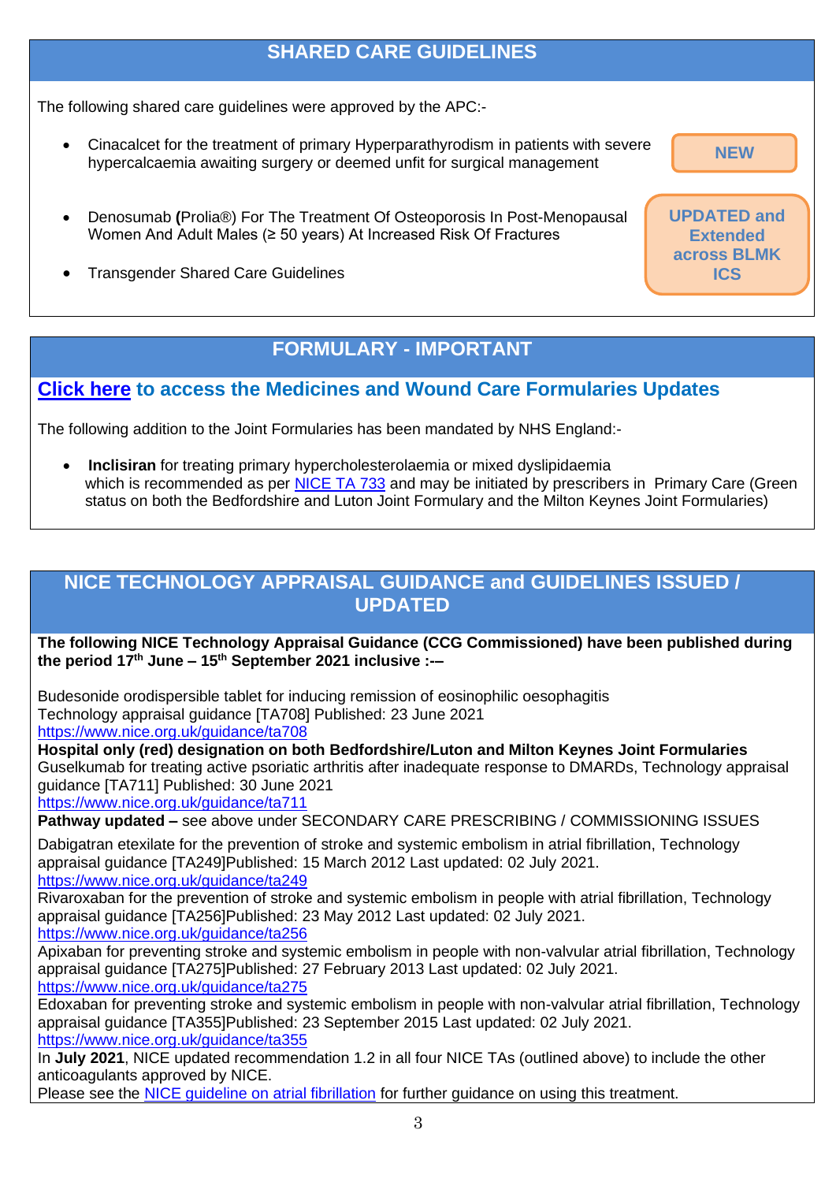## SHARED CARE GUIDELINES

The following shared care guidelines were approved by the APC:-

- Cinacalcet for the treatment of primary Hyperparathyrodism in patients with severe hypercalcaemia awaiting surgery or deemed unfit for surgical management

**NEW**

- Denosumab **(**Prolia®) For The Treatment Of Osteoporosis In Post-Menopausal Women And Adult Males (≥ 50 years) At Increased Risk Of Fractures
- Transgender Shared Care Guidelines

**UPDATED and Extended across BLMK ICS**

## FORMULARY - IMPORTANT

### [Click here](#) to access the Medicines and Wound Care Formularies Updates

The following addition to the Joint Formularies has been mandated by NHS England:-

- **Inclisiran** for treating primary hypercholesterolaemia or mixed dyslipidaemia which is recommended as per [NICE TA 733](#) and may be initiated by prescribers in Primary Care (Green status on both the Bedfordshire and Luton Joint Formulary and the Milton Keynes Joint Formularies)

## NICE TECHNOLOGY APPRAISAL GUIDANCE and GUIDELINES ISSUED / UPDATED

**The following NICE Technology Appraisal Guidance (CCG Commissioned) have been published during the period 17th June – 15th September 2021 inclusive :-–**

Budesonide orodispersible tablet for inducing remission of eosinophilic oesophagitis Technology appraisal guidance [TA708] Published: 23 June 2021
https://www.nice.org.uk/guidance/ta708
**Hospital only (red) designation on both Bedfordshire/Luton and Milton Keynes Joint Formularies**
Guselkumab for treating active psoriatic arthritis after inadequate response to DMARDs, Technology appraisal guidance [TA711] Published: 30 June 2021
https://www.nice.org.uk/guidance/ta711
**Pathway updated –** see above under SECONDARY CARE PRESCRIBING / COMMISSIONING ISSUES

Dabigatran etexilate for the prevention of stroke and systemic embolism in atrial fibrillation, Technology appraisal guidance [TA249]Published: 15 March 2012 Last updated: 02 July 2021.
https://www.nice.org.uk/guidance/ta249
Rivaroxaban for the prevention of stroke and systemic embolism in people with atrial fibrillation, Technology appraisal guidance [TA256]Published: 23 May 2012 Last updated: 02 July 2021.
https://www.nice.org.uk/guidance/ta256
Apixaban for preventing stroke and systemic embolism in people with non-valvular atrial fibrillation, Technology appraisal guidance [TA275]Published: 27 February 2013 Last updated: 02 July 2021.
https://www.nice.org.uk/guidance/ta275
Edoxaban for preventing stroke and systemic embolism in people with non-valvular atrial fibrillation, Technology appraisal guidance [TA355]Published: 23 September 2015 Last updated: 02 July 2021.
https://www.nice.org.uk/guidance/ta355
In **July 2021**, NICE updated recommendation 1.2 in all four NICE TAs (outlined above) to include the other anticoagulants approved by NICE.
Please see the [NICE guideline on atrial fibrillation](#) for further guidance on using this treatment.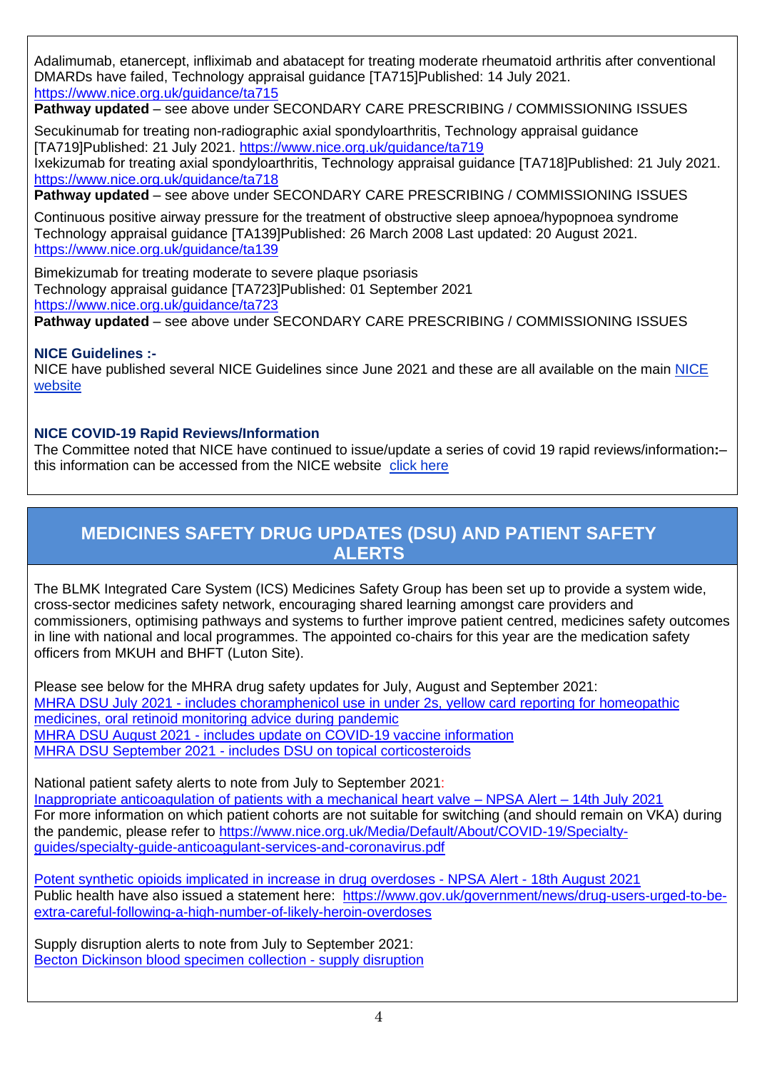Adalimumab, etanercept, infliximab and abatacept for treating moderate rheumatoid arthritis after conventional DMARDs have failed, Technology appraisal guidance [TA715]Published: 14 July 2021.
https://www.nice.org.uk/guidance/ta715
**Pathway updated** – see above under SECONDARY CARE PRESCRIBING / COMMISSIONING ISSUES

Secukinumab for treating non-radiographic axial spondyloarthritis, Technology appraisal guidance [TA719]Published: 21 July 2021. https://www.nice.org.uk/guidance/ta719
Ixekizumab for treating axial spondyloarthritis, Technology appraisal guidance [TA718]Published: 21 July 2021. https://www.nice.org.uk/guidance/ta718
**Pathway updated** – see above under SECONDARY CARE PRESCRIBING / COMMISSIONING ISSUES

Continuous positive airway pressure for the treatment of obstructive sleep apnoea/hypopnoea syndrome Technology appraisal guidance [TA139]Published: 26 March 2008 Last updated: 20 August 2021.
https://www.nice.org.uk/guidance/ta139

Bimekizumab for treating moderate to severe plaque psoriasis
Technology appraisal guidance [TA723]Published: 01 September 2021
https://www.nice.org.uk/guidance/ta723
**Pathway updated** – see above under SECONDARY CARE PRESCRIBING / COMMISSIONING ISSUES

**NICE Guidelines :-**

NICE have published several NICE Guidelines since June 2021 and these are all available on the main NICE website

**NICE COVID-19 Rapid Reviews/Information**

The Committee noted that NICE have continued to issue/update a series of covid 19 rapid reviews/information**:**– this information can be accessed from the NICE website click here

## MEDICINES SAFETY DRUG UPDATES (DSU) AND PATIENT SAFETY ALERTS

The BLMK Integrated Care System (ICS) Medicines Safety Group has been set up to provide a system wide, cross-sector medicines safety network, encouraging shared learning amongst care providers and commissioners, optimising pathways and systems to further improve patient centred, medicines safety outcomes in line with national and local programmes. The appointed co-chairs for this year are the medication safety officers from MKUH and BHFT (Luton Site).

Please see below for the MHRA drug safety updates for July, August and September 2021:
MHRA DSU July 2021 - includes choramphenicol use in under 2s, yellow card reporting for homeopathic medicines, oral retinoid monitoring advice during pandemic
MHRA DSU August 2021 - includes update on COVID-19 vaccine information
MHRA DSU September 2021 - includes DSU on topical corticosteroids

National patient safety alerts to note from July to September 2021:
Inappropriate anticoagulation of patients with a mechanical heart valve – NPSA Alert – 14th July 2021
For more information on which patient cohorts are not suitable for switching (and should remain on VKA) during the pandemic, please refer to https://www.nice.org.uk/Media/Default/About/COVID-19/Specialty-guides/specialty-guide-anticoagulant-services-and-coronavirus.pdf

Potent synthetic opioids implicated in increase in drug overdoses - NPSA Alert - 18th August 2021
Public health have also issued a statement here: https://www.gov.uk/government/news/drug-users-urged-to-be-extra-careful-following-a-high-number-of-likely-heroin-overdoses

Supply disruption alerts to note from July to September 2021:
Becton Dickinson blood specimen collection - supply disruption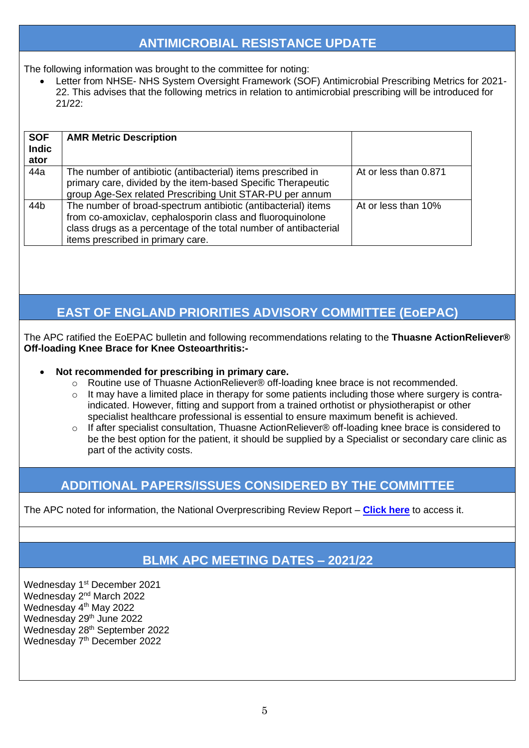## ANTIMICROBIAL RESISTANCE UPDATE

The following information was brought to the committee for noting:

- Letter from NHSE- NHS System Oversight Framework (SOF) Antimicrobial Prescribing Metrics for 2021-22. This advises that the following metrics in relation to antimicrobial prescribing will be introduced for 21/22:

| SOF Indicator | AMR Metric Description | |
|---|---|---|
| 44a | The number of antibiotic (antibacterial) items prescribed in primary care, divided by the item-based Specific Therapeutic group Age-Sex related Prescribing Unit STAR-PU per annum | At or less than 0.871 |
| 44b | The number of broad-spectrum antibiotic (antibacterial) items from co-amoxiclav, cephalosporin class and fluoroquinolone class drugs as a percentage of the total number of antibacterial items prescribed in primary care. | At or less than 10% |

## EAST OF ENGLAND PRIORITIES ADVISORY COMMITTEE (EoEPAC)

The APC ratified the EoEPAC bulletin and following recommendations relating to the **Thuasne ActionReliever® Off-loading Knee Brace for Knee Osteoarthritis:-**

- **Not recommended for prescribing in primary care.**
  - Routine use of Thuasne ActionReliever® off-loading knee brace is not recommended.
  - It may have a limited place in therapy for some patients including those where surgery is contra-indicated. However, fitting and support from a trained orthotist or physiotherapist or other specialist healthcare professional is essential to ensure maximum benefit is achieved.
  - If after specialist consultation, Thuasne ActionReliever® off-loading knee brace is considered to be the best option for the patient, it should be supplied by a Specialist or secondary care clinic as part of the activity costs.

## ADDITIONAL PAPERS/ISSUES CONSIDERED BY THE COMMITTEE

The APC noted for information, the National Overprescribing Review Report – **Click here** to access it.

## BLMK APC MEETING DATES – 2021/22

Wednesday 1st December 2021
Wednesday 2nd March 2022
Wednesday 4th May 2022
Wednesday 29th June 2022
Wednesday 28th September 2022
Wednesday 7th December 2022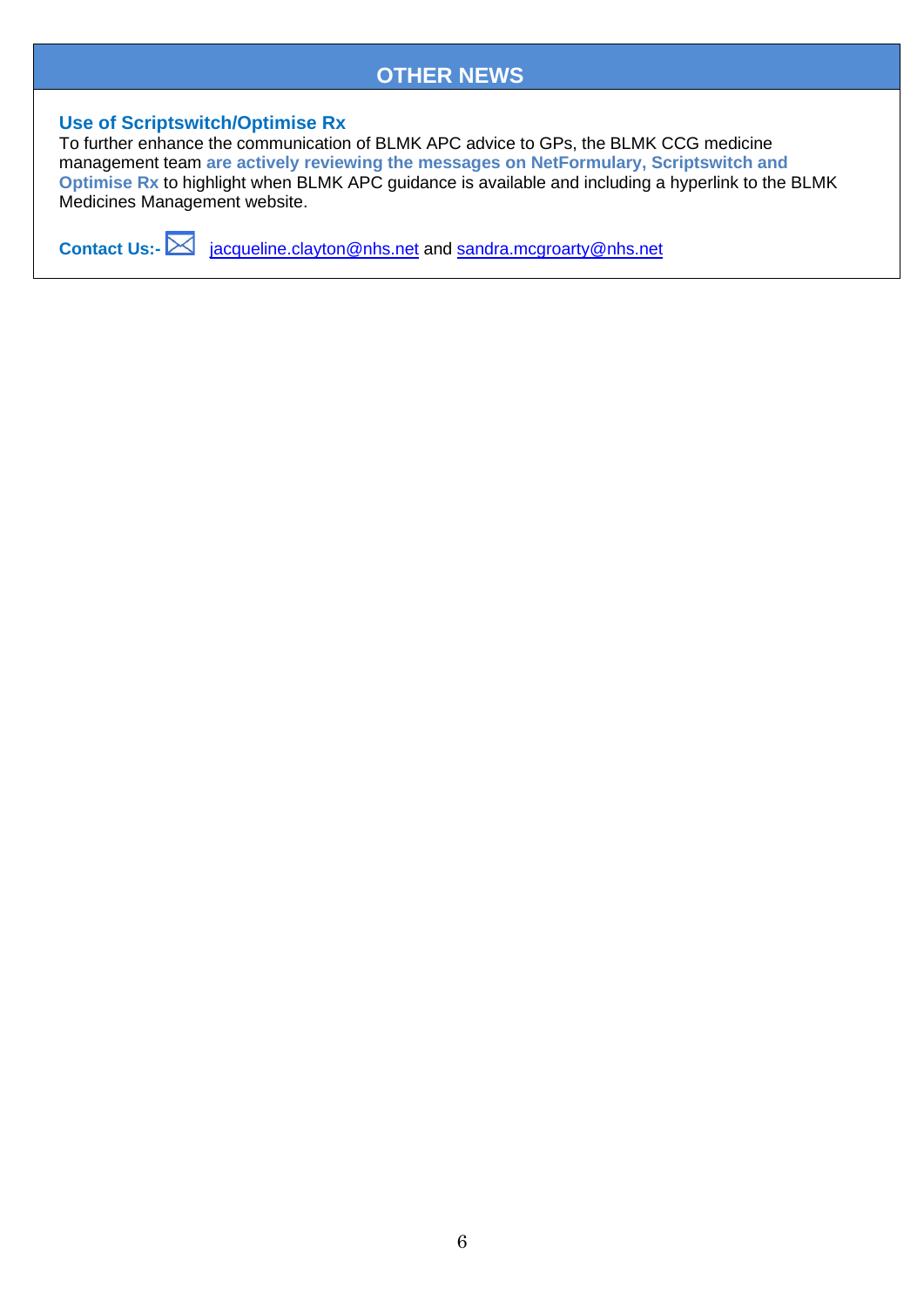## OTHER NEWS

### Use of Scriptswitch/Optimise Rx

To further enhance the communication of BLMK APC advice to GPs, the BLMK CCG medicine management team **are actively reviewing the messages on NetFormulary, Scriptswitch and Optimise Rx** to highlight when BLMK APC guidance is available and including a hyperlink to the BLMK Medicines Management website.

**Contact Us:-** jacqueline.clayton@nhs.net and sandra.mcgroarty@nhs.net